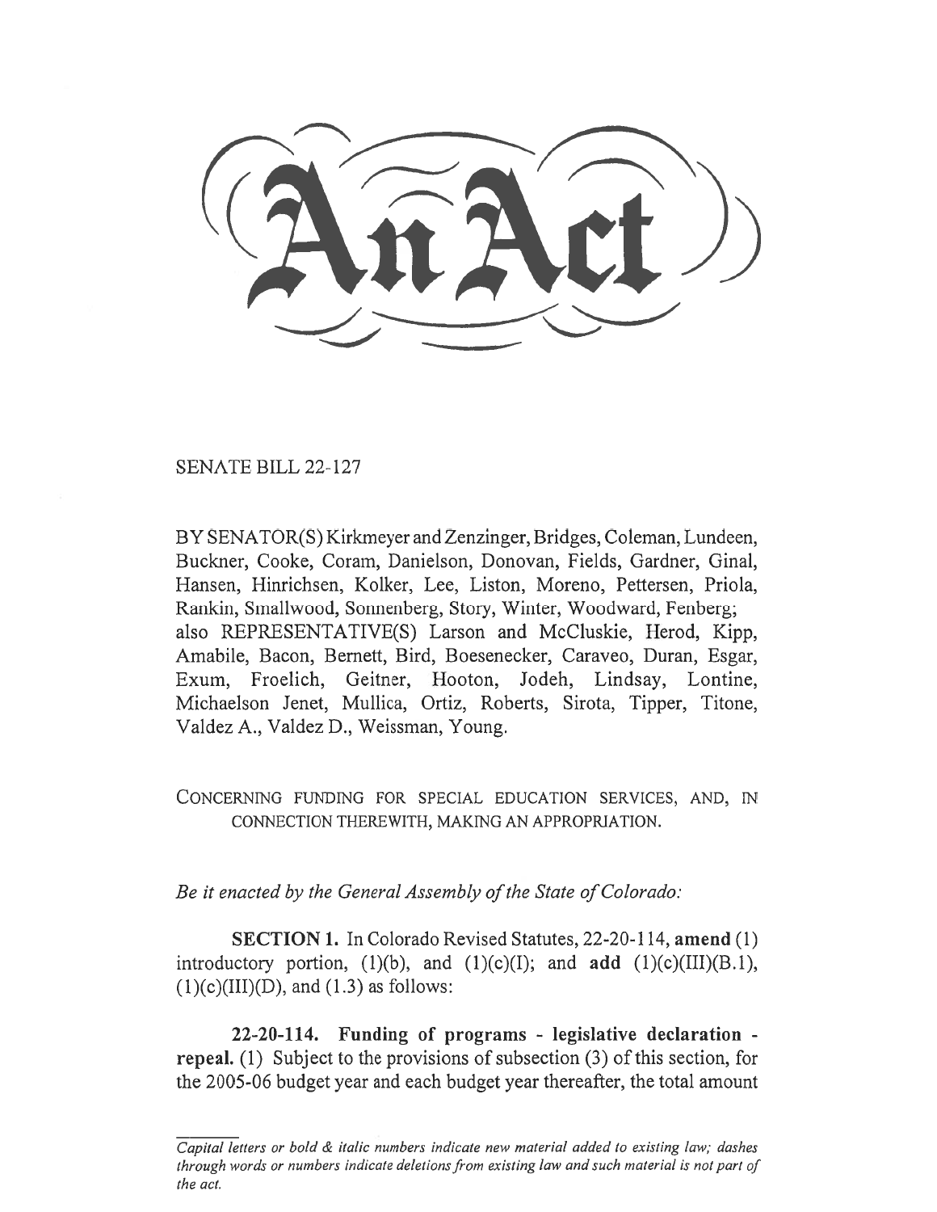# An Act

SENATE BILL 22-127

BY SENATOR(S) Kirkmeyer and Zenzinger, Bridges, Coleman, Lundeen, Buckner, Cooke, Coram, Danielson, Donovan, Fields, Gardner, Ginal, Hansen, Hinrichsen, Kolker, Lee, Liston, Moreno, Pettersen, Priola, Rankin, Smallwood, Sonnenberg, Story, Winter, Woodward, Fenberg; also REPRESENTATIVE(S) Larson and McCluskie, Herod, Kipp, Amabile, Bacon, Bernett, Bird, Boesenecker, Caraveo, Duran, Esgar, Exum, Froelich, Geitner, Hooton, Jodeh, Lindsay, Lontine, Michaelson Jenet, Mullica, Ortiz, Roberts, Sirota, Tipper, Titone, Valdez A., Valdez D., Weissman, Young.

CONCERNING FUNDING FOR SPECIAL EDUCATION SERVICES, AND, IN CONNECTION THEREWITH, MAKING AN APPROPRIATION.

*Be it enacted by the General Assembly of the State of Colorado:*

**SECTION 1.** In Colorado Revised Statutes, 22-20-114, **amend** (1) introductory portion, (1)(b), and (1)(c)(I); and **add** (1)(c)(III)(B.1), (1)(c)(III)(D), and (1.3) as follows:

**22-20-114. Funding of programs - legislative declaration - repeal.** (1) Subject to the provisions of subsection (3) of this section, for the 2005-06 budget year and each budget year thereafter, the total amount

*Capital letters or bold & italic numbers indicate new material added to existing law; dashes through words or numbers indicate deletions from existing law and such material is not part of the act.*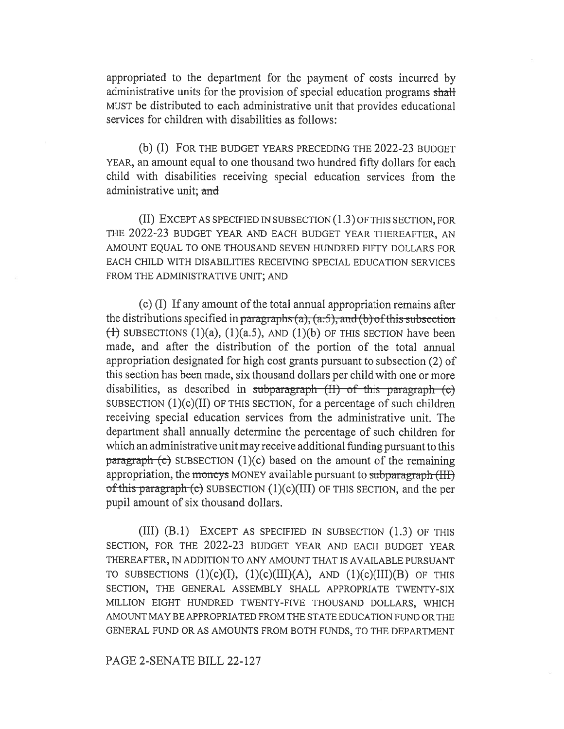appropriated to the department for the payment of costs incurred by administrative units for the provision of special education programs ~~shall~~ MUST be distributed to each administrative unit that provides educational services for children with disabilities as follows:

(b) (I) FOR THE BUDGET YEARS PRECEDING THE 2022-23 BUDGET YEAR, an amount equal to one thousand two hundred fifty dollars for each child with disabilities receiving special education services from the administrative unit; ~~and~~

(II) EXCEPT AS SPECIFIED IN SUBSECTION (1.3) OF THIS SECTION, FOR THE 2022-23 BUDGET YEAR AND EACH BUDGET YEAR THEREAFTER, AN AMOUNT EQUAL TO ONE THOUSAND SEVEN HUNDRED FIFTY DOLLARS FOR EACH CHILD WITH DISABILITIES RECEIVING SPECIAL EDUCATION SERVICES FROM THE ADMINISTRATIVE UNIT; AND

(c) (I) If any amount of the total annual appropriation remains after the distributions specified in ~~paragraphs (a), (a.5), and (b) of this subsection (1)~~ SUBSECTIONS (1)(a), (1)(a.5), AND (1)(b) OF THIS SECTION have been made, and after the distribution of the portion of the total annual appropriation designated for high cost grants pursuant to subsection (2) of this section has been made, six thousand dollars per child with one or more disabilities, as described in ~~subparagraph (II) of this paragraph (c)~~ SUBSECTION (1)(c)(II) OF THIS SECTION, for a percentage of such children receiving special education services from the administrative unit. The department shall annually determine the percentage of such children for which an administrative unit may receive additional funding pursuant to this ~~paragraph (c)~~ SUBSECTION (1)(c) based on the amount of the remaining appropriation, the ~~moneys~~ MONEY available pursuant to ~~subparagraph (III) of this paragraph (c)~~ SUBSECTION (1)(c)(III) OF THIS SECTION, and the per pupil amount of six thousand dollars.

(III) (B.1) EXCEPT AS SPECIFIED IN SUBSECTION (1.3) OF THIS SECTION, FOR THE 2022-23 BUDGET YEAR AND EACH BUDGET YEAR THEREAFTER, IN ADDITION TO ANY AMOUNT THAT IS AVAILABLE PURSUANT TO SUBSECTIONS (1)(c)(I), (1)(c)(III)(A), AND (1)(c)(III)(B) OF THIS SECTION, THE GENERAL ASSEMBLY SHALL APPROPRIATE TWENTY-SIX MILLION EIGHT HUNDRED TWENTY-FIVE THOUSAND DOLLARS, WHICH AMOUNT MAY BE APPROPRIATED FROM THE STATE EDUCATION FUND OR THE GENERAL FUND OR AS AMOUNTS FROM BOTH FUNDS, TO THE DEPARTMENT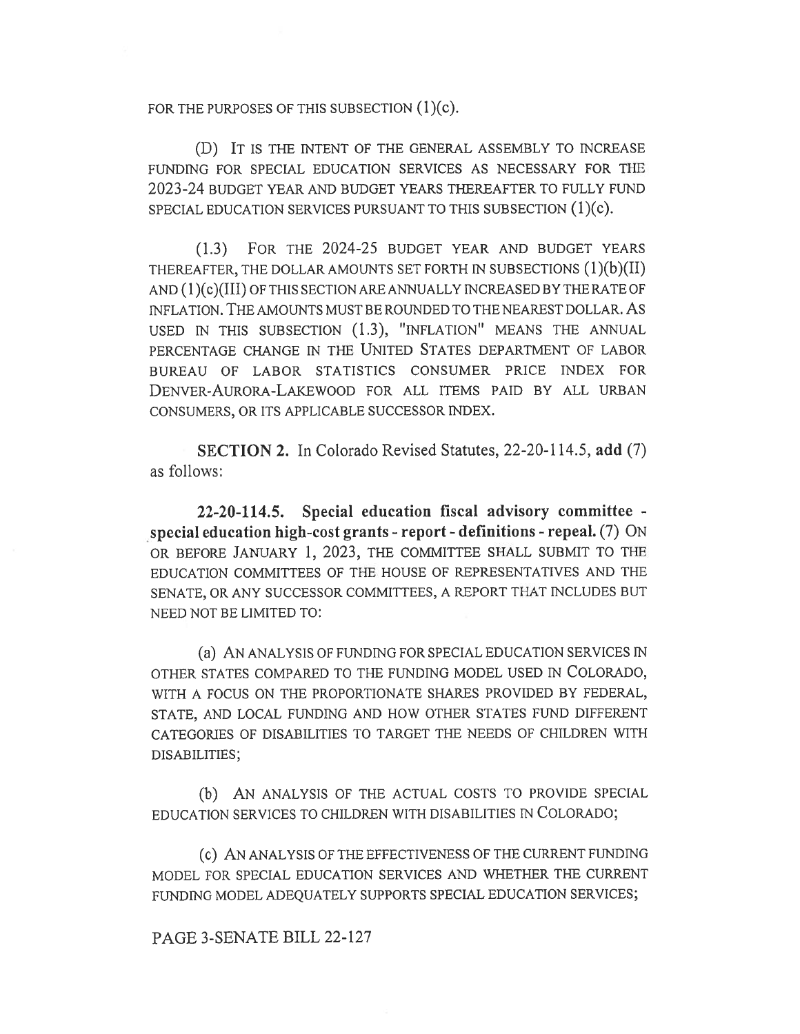FOR THE PURPOSES OF THIS SUBSECTION (1)(c).

(D) IT IS THE INTENT OF THE GENERAL ASSEMBLY TO INCREASE FUNDING FOR SPECIAL EDUCATION SERVICES AS NECESSARY FOR THE 2023-24 BUDGET YEAR AND BUDGET YEARS THEREAFTER TO FULLY FUND SPECIAL EDUCATION SERVICES PURSUANT TO THIS SUBSECTION (1)(c).

(1.3) FOR THE 2024-25 BUDGET YEAR AND BUDGET YEARS THEREAFTER, THE DOLLAR AMOUNTS SET FORTH IN SUBSECTIONS (1)(b)(II) AND (1)(c)(III) OF THIS SECTION ARE ANNUALLY INCREASED BY THE RATE OF INFLATION. THE AMOUNTS MUST BE ROUNDED TO THE NEAREST DOLLAR. AS USED IN THIS SUBSECTION (1.3), "INFLATION" MEANS THE ANNUAL PERCENTAGE CHANGE IN THE UNITED STATES DEPARTMENT OF LABOR BUREAU OF LABOR STATISTICS CONSUMER PRICE INDEX FOR DENVER-AURORA-LAKEWOOD FOR ALL ITEMS PAID BY ALL URBAN CONSUMERS, OR ITS APPLICABLE SUCCESSOR INDEX.

**SECTION 2.** In Colorado Revised Statutes, 22-20-114.5, **add** (7) as follows:

**22-20-114.5. Special education fiscal advisory committee - special education high-cost grants - report - definitions - repeal.** (7) ON OR BEFORE JANUARY 1, 2023, THE COMMITTEE SHALL SUBMIT TO THE EDUCATION COMMITTEES OF THE HOUSE OF REPRESENTATIVES AND THE SENATE, OR ANY SUCCESSOR COMMITTEES, A REPORT THAT INCLUDES BUT NEED NOT BE LIMITED TO:

(a) AN ANALYSIS OF FUNDING FOR SPECIAL EDUCATION SERVICES IN OTHER STATES COMPARED TO THE FUNDING MODEL USED IN COLORADO, WITH A FOCUS ON THE PROPORTIONATE SHARES PROVIDED BY FEDERAL, STATE, AND LOCAL FUNDING AND HOW OTHER STATES FUND DIFFERENT CATEGORIES OF DISABILITIES TO TARGET THE NEEDS OF CHILDREN WITH DISABILITIES;

(b) AN ANALYSIS OF THE ACTUAL COSTS TO PROVIDE SPECIAL EDUCATION SERVICES TO CHILDREN WITH DISABILITIES IN COLORADO;

(c) AN ANALYSIS OF THE EFFECTIVENESS OF THE CURRENT FUNDING MODEL FOR SPECIAL EDUCATION SERVICES AND WHETHER THE CURRENT FUNDING MODEL ADEQUATELY SUPPORTS SPECIAL EDUCATION SERVICES;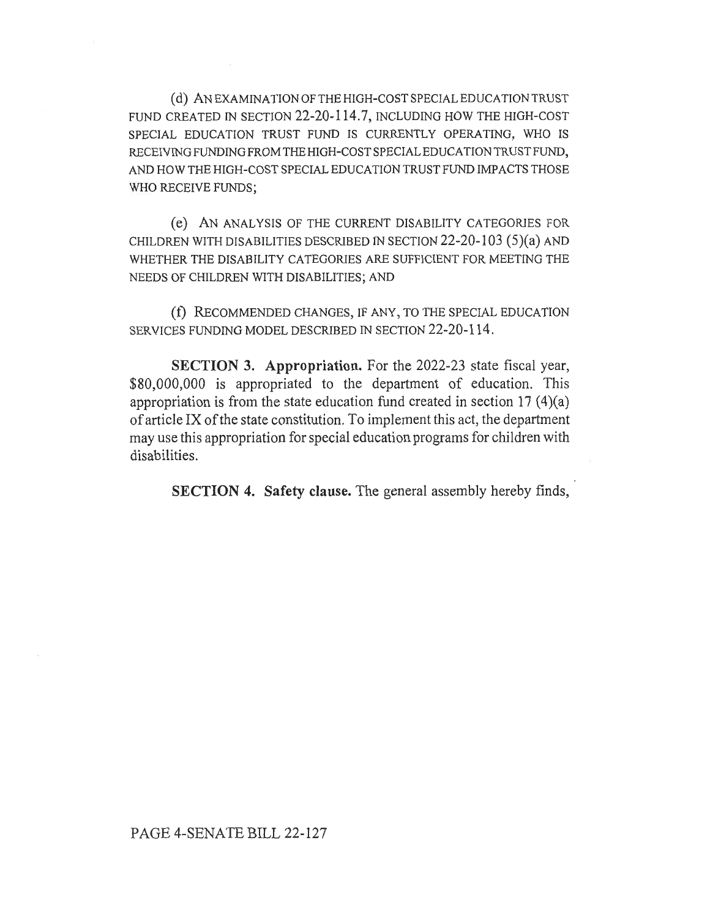(d) AN EXAMINATION OF THE HIGH-COST SPECIAL EDUCATION TRUST FUND CREATED IN SECTION 22-20-114.7, INCLUDING HOW THE HIGH-COST SPECIAL EDUCATION TRUST FUND IS CURRENTLY OPERATING, WHO IS RECEIVING FUNDING FROM THE HIGH-COST SPECIAL EDUCATION TRUST FUND, AND HOW THE HIGH-COST SPECIAL EDUCATION TRUST FUND IMPACTS THOSE WHO RECEIVE FUNDS;

(e) AN ANALYSIS OF THE CURRENT DISABILITY CATEGORIES FOR CHILDREN WITH DISABILITIES DESCRIBED IN SECTION 22-20-103 (5)(a) AND WHETHER THE DISABILITY CATEGORIES ARE SUFFICIENT FOR MEETING THE NEEDS OF CHILDREN WITH DISABILITIES; AND

(f) RECOMMENDED CHANGES, IF ANY, TO THE SPECIAL EDUCATION SERVICES FUNDING MODEL DESCRIBED IN SECTION 22-20-114.

**SECTION 3. Appropriation.** For the 2022-23 state fiscal year, $80,000,000 is appropriated to the department of education. This appropriation is from the state education fund created in section 17 (4)(a) of article IX of the state constitution. To implement this act, the department may use this appropriation for special education programs for children with disabilities.

**SECTION 4. Safety clause.** The general assembly hereby finds,

PAGE 4-SENATE BILL 22-127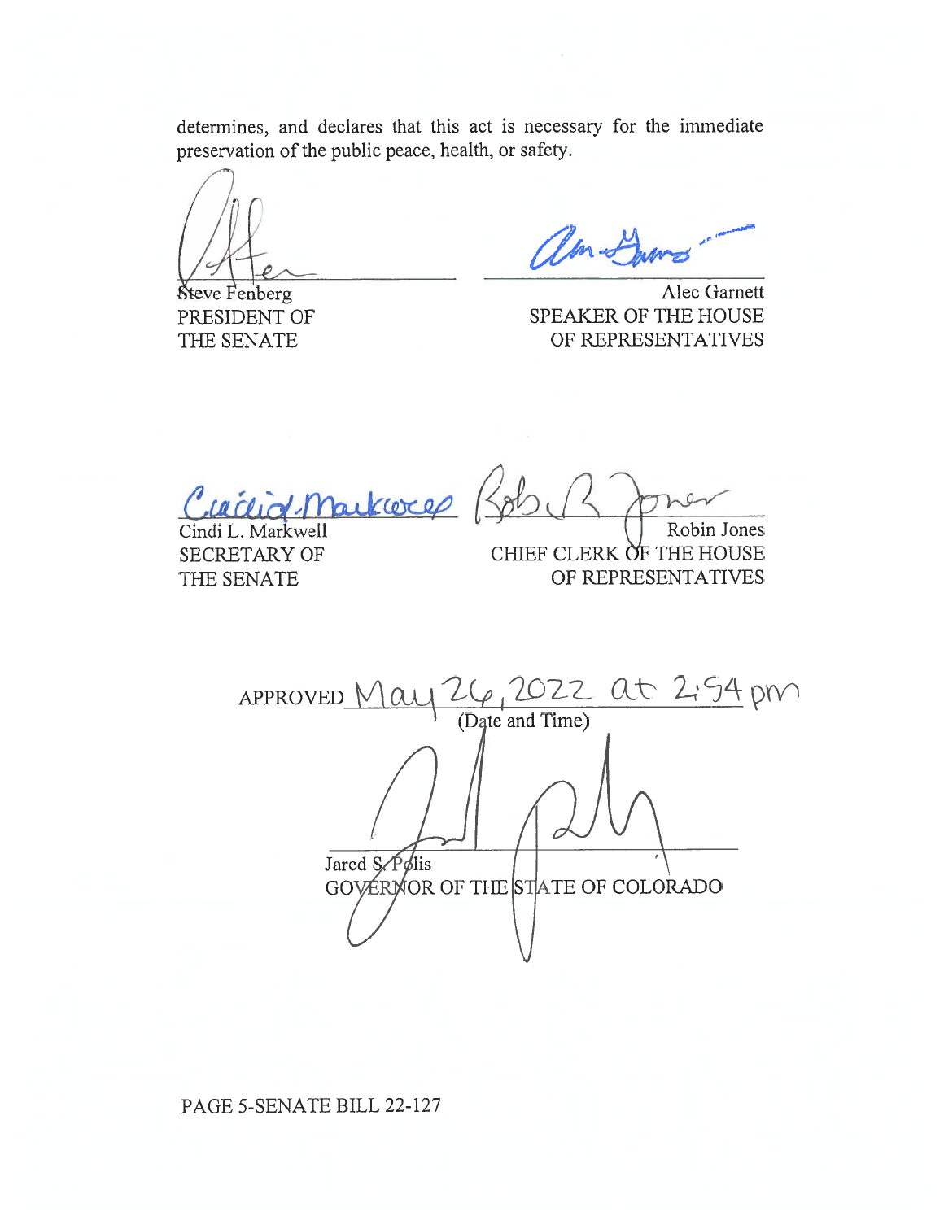determines, and declares that this act is necessary for the immediate preservation of the public peace, health, or safety.

Steve Fenberg
PRESIDENT OF
THE SENATE

Alec Garnett
SPEAKER OF THE HOUSE
OF REPRESENTATIVES

Cindi L. Markwell
SECRETARY OF
THE SENATE

Robin Jones
CHIEF CLERK OF THE HOUSE
OF REPRESENTATIVES

APPROVED May 26, 2022 at 2:54 pm
(Date and Time)

Jared S. Polis
GOVERNOR OF THE STATE OF COLORADO

PAGE 5-SENATE BILL 22-127